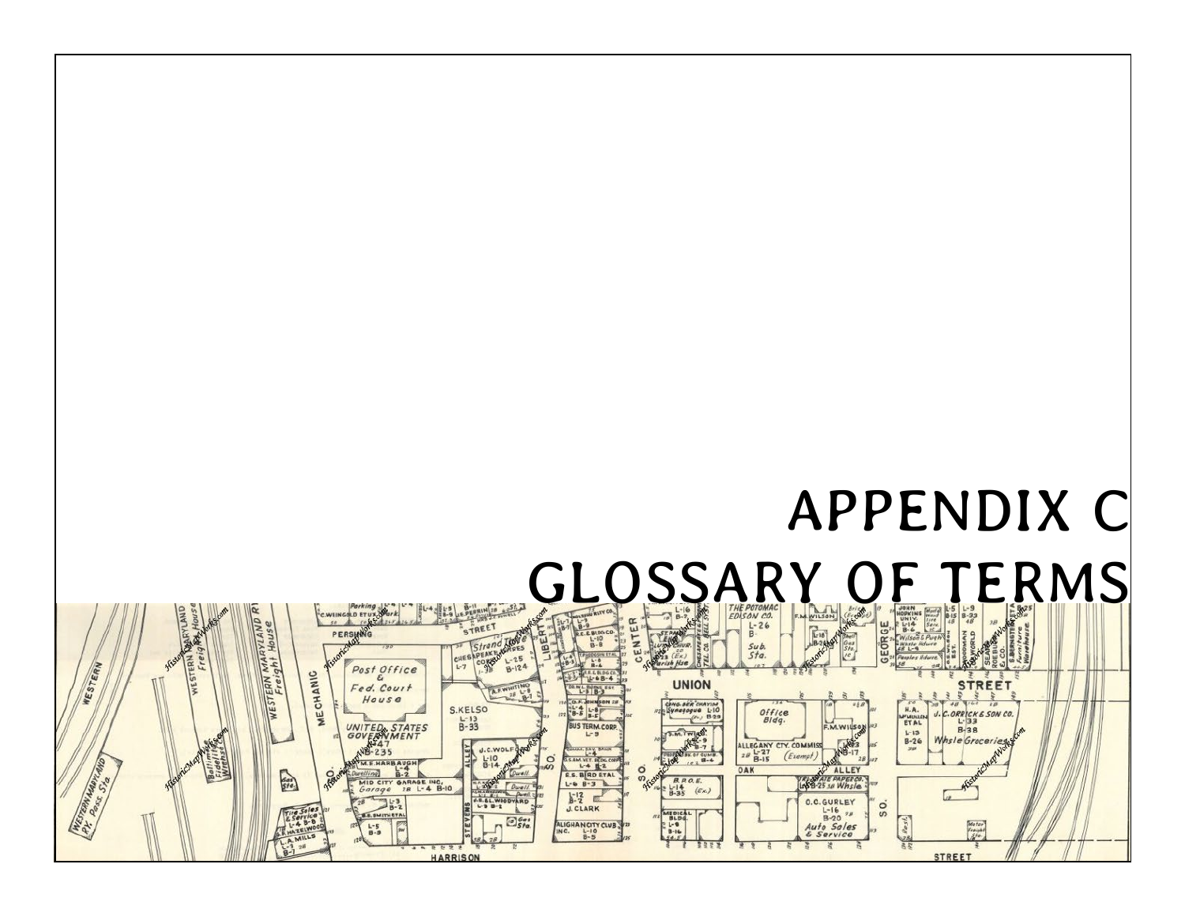# APPENDIX C
# GLOSSARY OF TERMS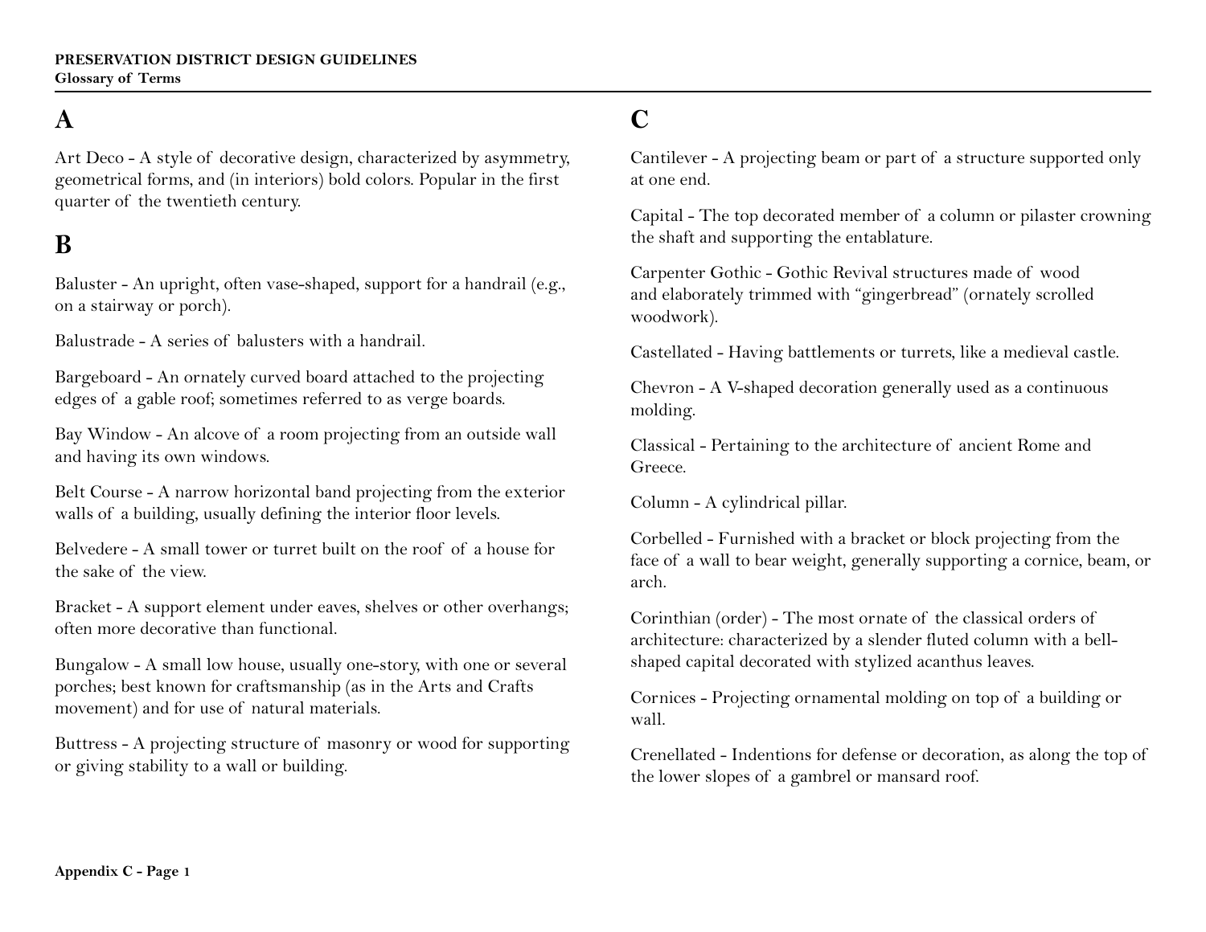## A

Art Deco - A style of decorative design, characterized by asymmetry, geometrical forms, and (in interiors) bold colors. Popular in the first quarter of the twentieth century.

## B

Baluster - An upright, often vase-shaped, support for a handrail (e.g., on a stairway or porch).

Balustrade - A series of balusters with a handrail.

Bargeboard - An ornately curved board attached to the projecting edges of a gable roof; sometimes referred to as verge boards.

Bay Window - An alcove of a room projecting from an outside wall and having its own windows.

Belt Course - A narrow horizontal band projecting from the exterior walls of a building, usually defining the interior floor levels.

Belvedere - A small tower or turret built on the roof of a house for the sake of the view.

Bracket - A support element under eaves, shelves or other overhangs; often more decorative than functional.

Bungalow - A small low house, usually one-story, with one or several porches; best known for craftsmanship (as in the Arts and Crafts movement) and for use of natural materials.

Buttress - A projecting structure of masonry or wood for supporting or giving stability to a wall or building.

## C

Cantilever - A projecting beam or part of a structure supported only at one end.

Capital - The top decorated member of a column or pilaster crowning the shaft and supporting the entablature.

Carpenter Gothic - Gothic Revival structures made of wood and elaborately trimmed with "gingerbread" (ornately scrolled woodwork).

Castellated - Having battlements or turrets, like a medieval castle.

Chevron - A V-shaped decoration generally used as a continuous molding.

Classical - Pertaining to the architecture of ancient Rome and Greece.

Column - A cylindrical pillar.

Corbelled - Furnished with a bracket or block projecting from the face of a wall to bear weight, generally supporting a cornice, beam, or arch.

Corinthian (order) - The most ornate of the classical orders of architecture: characterized by a slender fluted column with a bell-shaped capital decorated with stylized acanthus leaves.

Cornices - Projecting ornamental molding on top of a building or wall.

Crenellated - Indentions for defense or decoration, as along the top of the lower slopes of a gambrel or mansard roof.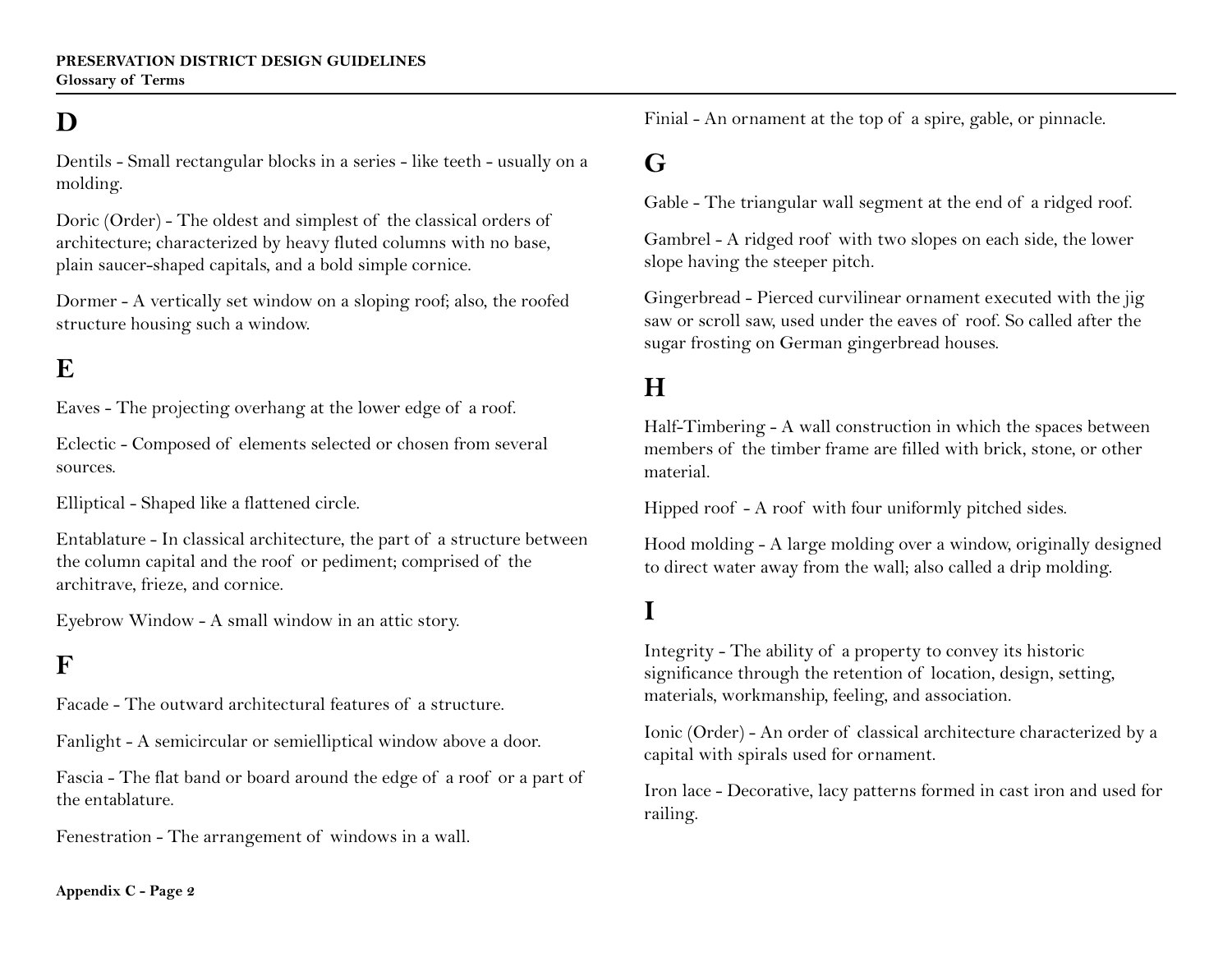## D

Dentils - Small rectangular blocks in a series - like teeth - usually on a molding.

Doric (Order) - The oldest and simplest of the classical orders of architecture; characterized by heavy fluted columns with no base, plain saucer-shaped capitals, and a bold simple cornice.

Dormer - A vertically set window on a sloping roof; also, the roofed structure housing such a window.

## E

Eaves - The projecting overhang at the lower edge of a roof.

Eclectic - Composed of elements selected or chosen from several sources.

Elliptical - Shaped like a flattened circle.

Entablature - In classical architecture, the part of a structure between the column capital and the roof or pediment; comprised of the architrave, frieze, and cornice.

Eyebrow Window - A small window in an attic story.

## F

Facade - The outward architectural features of a structure.

Fanlight - A semicircular or semielliptical window above a door.

Fascia - The flat band or board around the edge of a roof or a part of the entablature.

Fenestration - The arrangement of windows in a wall.

Finial - An ornament at the top of a spire, gable, or pinnacle.

## G

Gable - The triangular wall segment at the end of a ridged roof.

Gambrel - A ridged roof with two slopes on each side, the lower slope having the steeper pitch.

Gingerbread - Pierced curvilinear ornament executed with the jig saw or scroll saw, used under the eaves of roof. So called after the sugar frosting on German gingerbread houses.

## H

Half-Timbering - A wall construction in which the spaces between members of the timber frame are filled with brick, stone, or other material.

Hipped roof - A roof with four uniformly pitched sides.

Hood molding - A large molding over a window, originally designed to direct water away from the wall; also called a drip molding.

## I

Integrity - The ability of a property to convey its historic significance through the retention of location, design, setting, materials, workmanship, feeling, and association.

Ionic (Order) - An order of classical architecture characterized by a capital with spirals used for ornament.

Iron lace - Decorative, lacy patterns formed in cast iron and used for railing.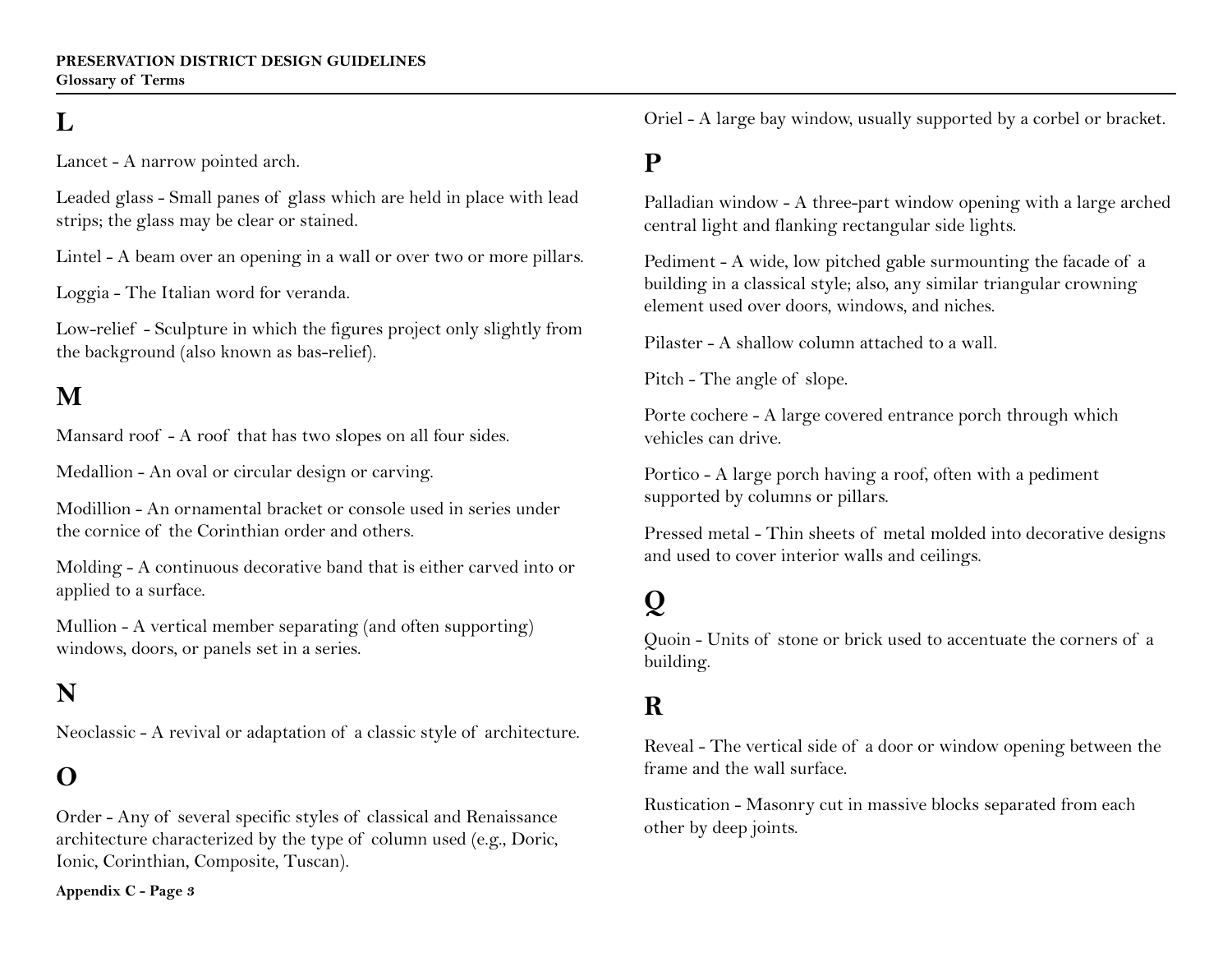## L

Lancet - A narrow pointed arch.

Leaded glass - Small panes of glass which are held in place with lead strips; the glass may be clear or stained.

Lintel - A beam over an opening in a wall or over two or more pillars.

Loggia - The Italian word for veranda.

Low-relief - Sculpture in which the figures project only slightly from the background (also known as bas-relief).

## M

Mansard roof - A roof that has two slopes on all four sides.

Medallion - An oval or circular design or carving.

Modillion - An ornamental bracket or console used in series under the cornice of the Corinthian order and others.

Molding - A continuous decorative band that is either carved into or applied to a surface.

Mullion - A vertical member separating (and often supporting) windows, doors, or panels set in a series.

## N

Neoclassic - A revival or adaptation of a classic style of architecture.

## O

Order - Any of several specific styles of classical and Renaissance architecture characterized by the type of column used (e.g., Doric, Ionic, Corinthian, Composite, Tuscan).

Oriel - A large bay window, usually supported by a corbel or bracket.

## P

Palladian window - A three-part window opening with a large arched central light and flanking rectangular side lights.

Pediment - A wide, low pitched gable surmounting the facade of a building in a classical style; also, any similar triangular crowning element used over doors, windows, and niches.

Pilaster - A shallow column attached to a wall.

Pitch - The angle of slope.

Porte cochere - A large covered entrance porch through which vehicles can drive.

Portico - A large porch having a roof, often with a pediment supported by columns or pillars.

Pressed metal - Thin sheets of metal molded into decorative designs and used to cover interior walls and ceilings.

## Q

Quoin - Units of stone or brick used to accentuate the corners of a building.

## R

Reveal - The vertical side of a door or window opening between the frame and the wall surface.

Rustication - Masonry cut in massive blocks separated from each other by deep joints.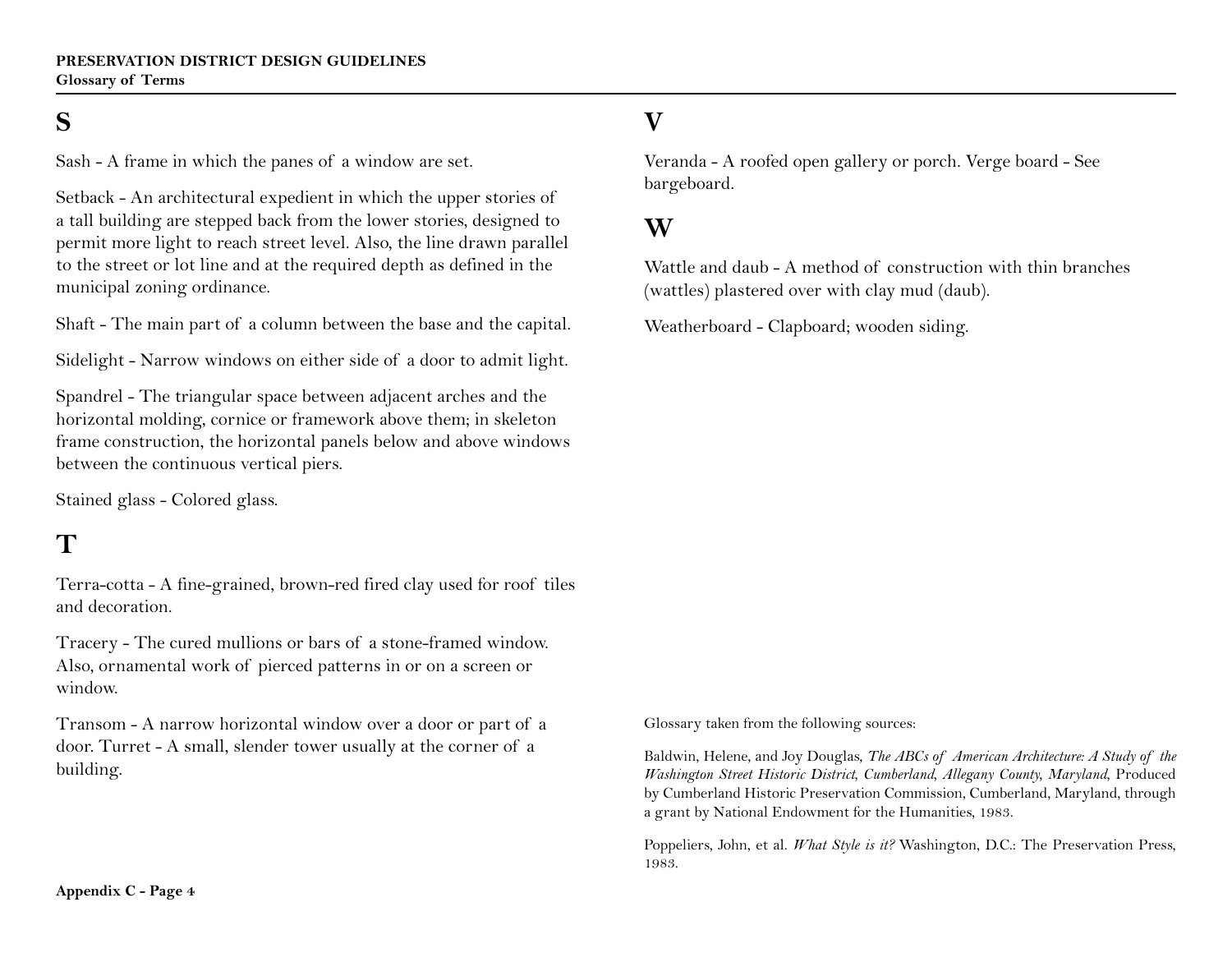## S

Sash - A frame in which the panes of a window are set.

Setback - An architectural expedient in which the upper stories of a tall building are stepped back from the lower stories, designed to permit more light to reach street level. Also, the line drawn parallel to the street or lot line and at the required depth as defined in the municipal zoning ordinance.

Shaft - The main part of a column between the base and the capital.

Sidelight - Narrow windows on either side of a door to admit light.

Spandrel - The triangular space between adjacent arches and the horizontal molding, cornice or framework above them; in skeleton frame construction, the horizontal panels below and above windows between the continuous vertical piers.

Stained glass - Colored glass.

## T

Terra-cotta - A fine-grained, brown-red fired clay used for roof tiles and decoration.

Tracery - The cured mullions or bars of a stone-framed window. Also, ornamental work of pierced patterns in or on a screen or window.

Transom - A narrow horizontal window over a door or part of a door. Turret - A small, slender tower usually at the corner of a building.

## V

Veranda - A roofed open gallery or porch. Verge board - See bargeboard.

## W

Wattle and daub - A method of construction with thin branches (wattles) plastered over with clay mud (daub).

Weatherboard - Clapboard; wooden siding.

Glossary taken from the following sources:

Baldwin, Helene, and Joy Douglas, *The ABCs of American Architecture: A Study of the Washington Street Historic District, Cumberland, Allegany County, Maryland*, Produced by Cumberland Historic Preservation Commission, Cumberland, Maryland, through a grant by National Endowment for the Humanities, 1983.

Poppeliers, John, et al. *What Style is it?* Washington, D.C.: The Preservation Press, 1983.